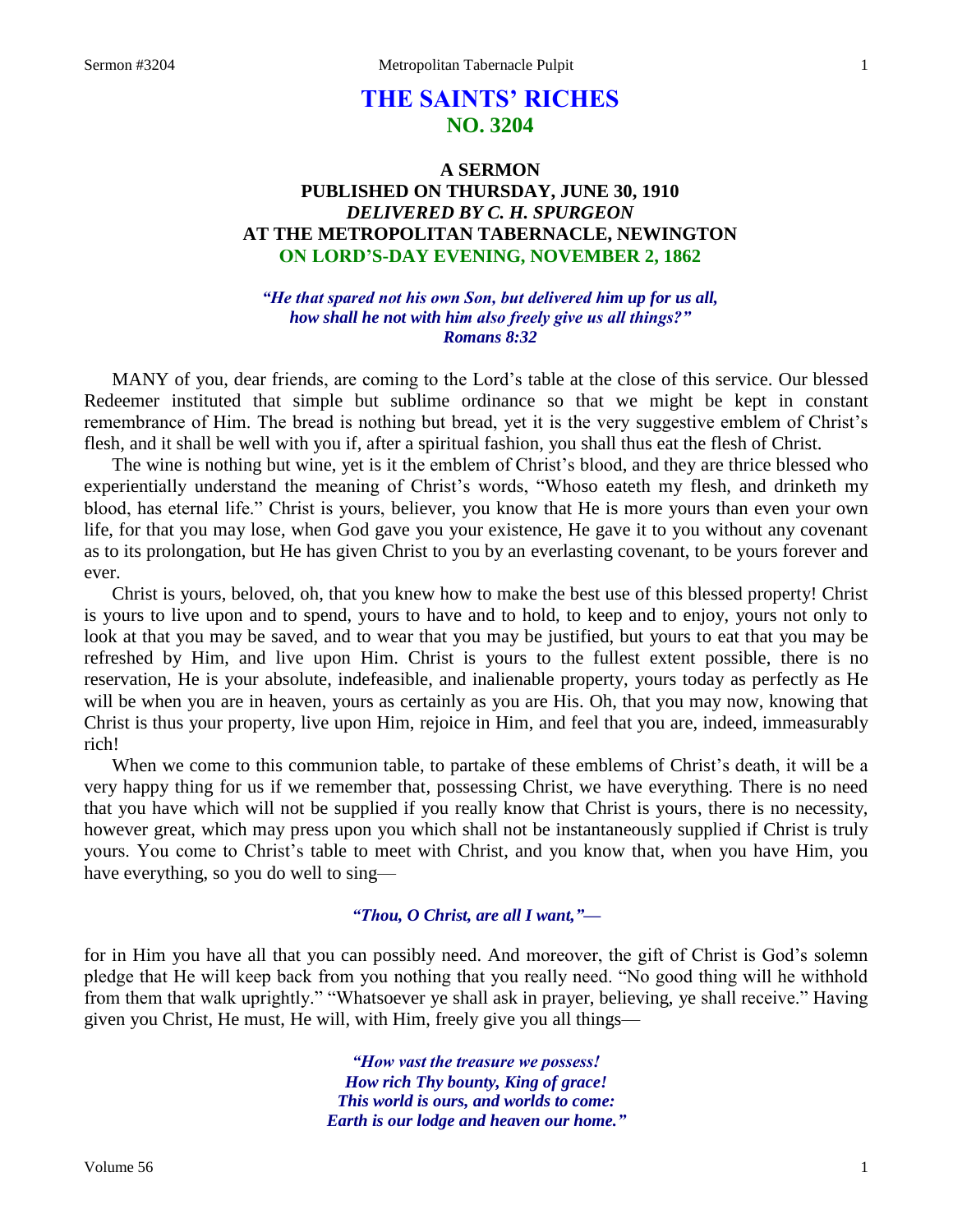# THE SAINTS' RICHES
## NO. 3204

### A SERMON
### PUBLISHED ON THURSDAY, JUNE 30, 1910
### *DELIVERED BY C. H. SPURGEON*
### AT THE METROPOLITAN TABERNACLE, NEWINGTON
### ON LORD'S-DAY EVENING, NOVEMBER 2, 1862

***"He that spared not his own Son, but delivered him up for us all, how shall he not with him also freely give us all things?" Romans 8:32***

MANY of you, dear friends, are coming to the Lord's table at the close of this service. Our blessed Redeemer instituted that simple but sublime ordinance so that we might be kept in constant remembrance of Him. The bread is nothing but bread, yet it is the very suggestive emblem of Christ's flesh, and it shall be well with you if, after a spiritual fashion, you shall thus eat the flesh of Christ.

The wine is nothing but wine, yet is it the emblem of Christ's blood, and they are thrice blessed who experientially understand the meaning of Christ's words, "Whoso eateth my flesh, and drinketh my blood, has eternal life." Christ is yours, believer, you know that He is more yours than even your own life, for that you may lose, when God gave you your existence, He gave it to you without any covenant as to its prolongation, but He has given Christ to you by an everlasting covenant, to be yours forever and ever.

Christ is yours, beloved, oh, that you knew how to make the best use of this blessed property! Christ is yours to live upon and to spend, yours to have and to hold, to keep and to enjoy, yours not only to look at that you may be saved, and to wear that you may be justified, but yours to eat that you may be refreshed by Him, and live upon Him. Christ is yours to the fullest extent possible, there is no reservation, He is your absolute, indefeasible, and inalienable property, yours today as perfectly as He will be when you are in heaven, yours as certainly as you are His. Oh, that you may now, knowing that Christ is thus your property, live upon Him, rejoice in Him, and feel that you are, indeed, immeasurably rich!

When we come to this communion table, to partake of these emblems of Christ's death, it will be a very happy thing for us if we remember that, possessing Christ, we have everything. There is no need that you have which will not be supplied if you really know that Christ is yours, there is no necessity, however great, which may press upon you which shall not be instantaneously supplied if Christ is truly yours. You come to Christ's table to meet with Christ, and you know that, when you have Him, you have everything, so you do well to sing—

> ***"Thou, O Christ, are all I want,"—***

for in Him you have all that you can possibly need. And moreover, the gift of Christ is God's solemn pledge that He will keep back from you nothing that you really need. "No good thing will he withhold from them that walk uprightly." "Whatsoever ye shall ask in prayer, believing, ye shall receive." Having given you Christ, He must, He will, with Him, freely give you all things—

> ***"How vast the treasure we possess!***
> ***How rich Thy bounty, King of grace!***
> ***This world is ours, and worlds to come:***
> ***Earth is our lodge and heaven our home."***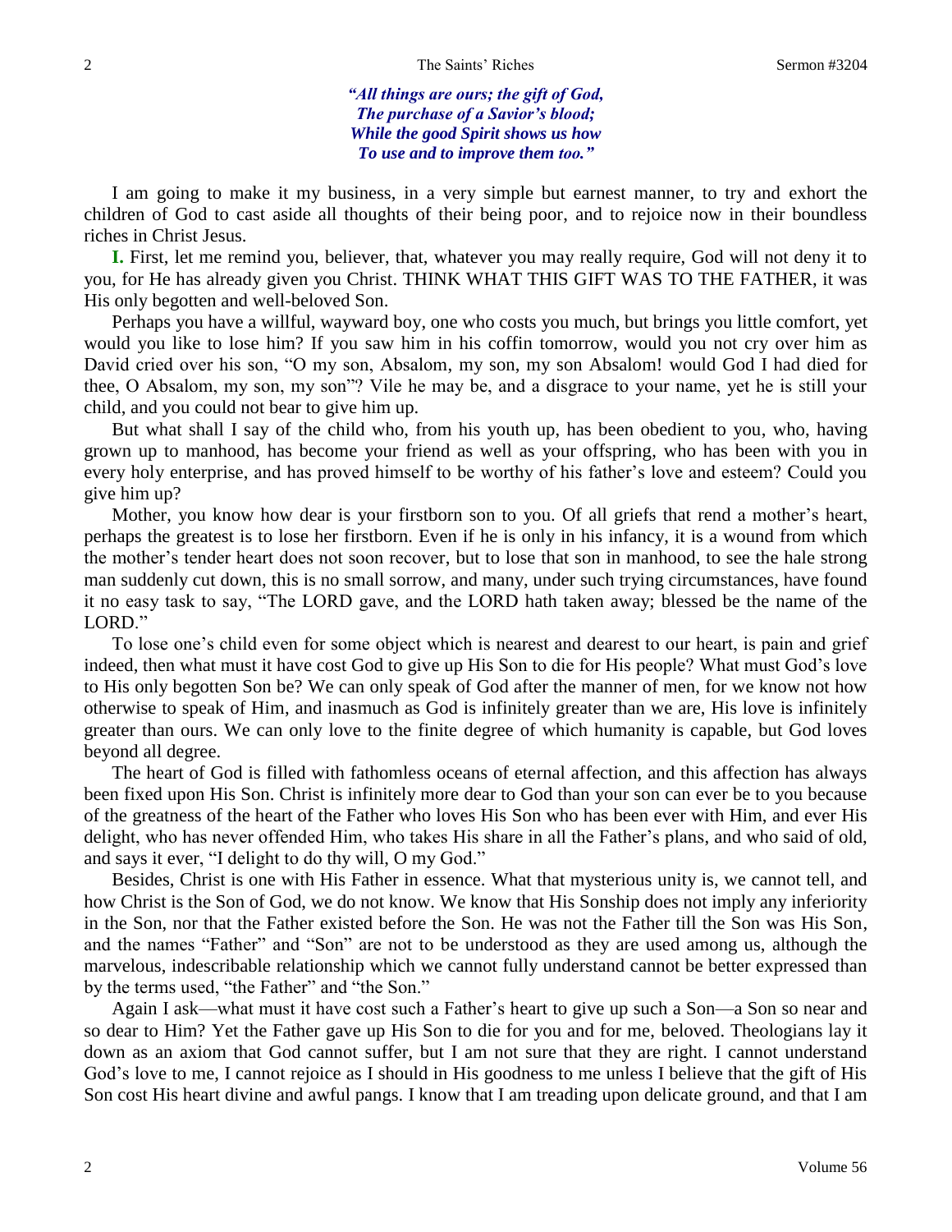*"All things are ours; the gift of God,*
*The purchase of a Savior's blood;*
*While the good Spirit shows us how*
*To use and to improve them too."*

I am going to make it my business, in a very simple but earnest manner, to try and exhort the children of God to cast aside all thoughts of their being poor, and to rejoice now in their boundless riches in Christ Jesus.

**I.** First, let me remind you, believer, that, whatever you may really require, God will not deny it to you, for He has already given you Christ. THINK WHAT THIS GIFT WAS TO THE FATHER, it was His only begotten and well-beloved Son.

Perhaps you have a willful, wayward boy, one who costs you much, but brings you little comfort, yet would you like to lose him? If you saw him in his coffin tomorrow, would you not cry over him as David cried over his son, "O my son, Absalom, my son, my son Absalom! would God I had died for thee, O Absalom, my son, my son"? Vile he may be, and a disgrace to your name, yet he is still your child, and you could not bear to give him up.

But what shall I say of the child who, from his youth up, has been obedient to you, who, having grown up to manhood, has become your friend as well as your offspring, who has been with you in every holy enterprise, and has proved himself to be worthy of his father's love and esteem? Could you give him up?

Mother, you know how dear is your firstborn son to you. Of all griefs that rend a mother's heart, perhaps the greatest is to lose her firstborn. Even if he is only in his infancy, it is a wound from which the mother's tender heart does not soon recover, but to lose that son in manhood, to see the hale strong man suddenly cut down, this is no small sorrow, and many, under such trying circumstances, have found it no easy task to say, "The LORD gave, and the LORD hath taken away; blessed be the name of the LORD."

To lose one's child even for some object which is nearest and dearest to our heart, is pain and grief indeed, then what must it have cost God to give up His Son to die for His people? What must God's love to His only begotten Son be? We can only speak of God after the manner of men, for we know not how otherwise to speak of Him, and inasmuch as God is infinitely greater than we are, His love is infinitely greater than ours. We can only love to the finite degree of which humanity is capable, but God loves beyond all degree.

The heart of God is filled with fathomless oceans of eternal affection, and this affection has always been fixed upon His Son. Christ is infinitely more dear to God than your son can ever be to you because of the greatness of the heart of the Father who loves His Son who has been ever with Him, and ever His delight, who has never offended Him, who takes His share in all the Father's plans, and who said of old, and says it ever, "I delight to do thy will, O my God."

Besides, Christ is one with His Father in essence. What that mysterious unity is, we cannot tell, and how Christ is the Son of God, we do not know. We know that His Sonship does not imply any inferiority in the Son, nor that the Father existed before the Son. He was not the Father till the Son was His Son, and the names "Father" and "Son" are not to be understood as they are used among us, although the marvelous, indescribable relationship which we cannot fully understand cannot be better expressed than by the terms used, "the Father" and "the Son."

Again I ask—what must it have cost such a Father's heart to give up such a Son—a Son so near and so dear to Him? Yet the Father gave up His Son to die for you and for me, beloved. Theologians lay it down as an axiom that God cannot suffer, but I am not sure that they are right. I cannot understand God's love to me, I cannot rejoice as I should in His goodness to me unless I believe that the gift of His Son cost His heart divine and awful pangs. I know that I am treading upon delicate ground, and that I am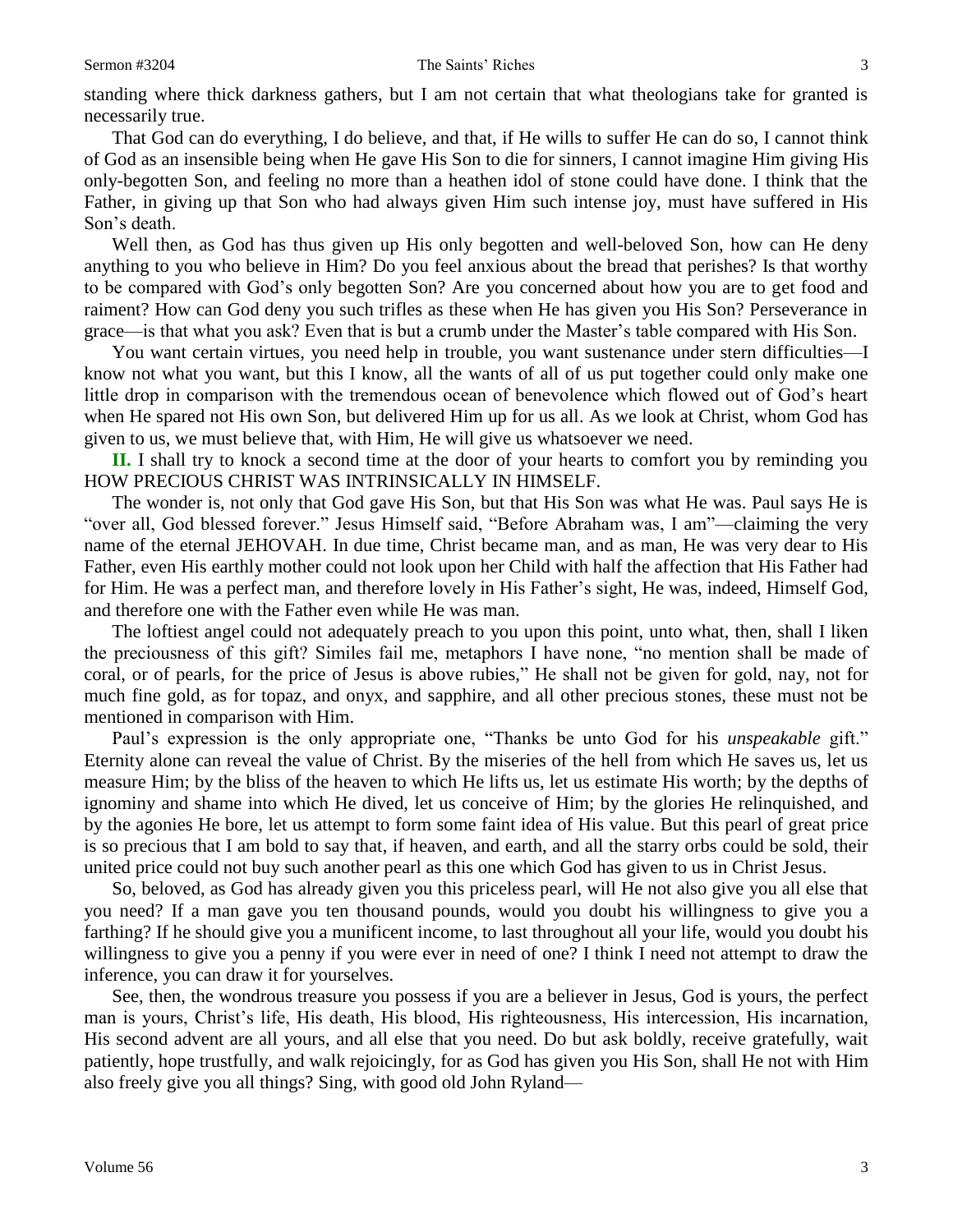standing where thick darkness gathers, but I am not certain that what theologians take for granted is necessarily true.

That God can do everything, I do believe, and that, if He wills to suffer He can do so, I cannot think of God as an insensible being when He gave His Son to die for sinners, I cannot imagine Him giving His only-begotten Son, and feeling no more than a heathen idol of stone could have done. I think that the Father, in giving up that Son who had always given Him such intense joy, must have suffered in His Son's death.

Well then, as God has thus given up His only begotten and well-beloved Son, how can He deny anything to you who believe in Him? Do you feel anxious about the bread that perishes? Is that worthy to be compared with God's only begotten Son? Are you concerned about how you are to get food and raiment? How can God deny you such trifles as these when He has given you His Son? Perseverance in grace—is that what you ask? Even that is but a crumb under the Master's table compared with His Son.

You want certain virtues, you need help in trouble, you want sustenance under stern difficulties—I know not what you want, but this I know, all the wants of all of us put together could only make one little drop in comparison with the tremendous ocean of benevolence which flowed out of God's heart when He spared not His own Son, but delivered Him up for us all. As we look at Christ, whom God has given to us, we must believe that, with Him, He will give us whatsoever we need.

**II.** I shall try to knock a second time at the door of your hearts to comfort you by reminding you HOW PRECIOUS CHRIST WAS INTRINSICALLY IN HIMSELF.

The wonder is, not only that God gave His Son, but that His Son was what He was. Paul says He is "over all, God blessed forever." Jesus Himself said, "Before Abraham was, I am"—claiming the very name of the eternal JEHOVAH. In due time, Christ became man, and as man, He was very dear to His Father, even His earthly mother could not look upon her Child with half the affection that His Father had for Him. He was a perfect man, and therefore lovely in His Father's sight, He was, indeed, Himself God, and therefore one with the Father even while He was man.

The loftiest angel could not adequately preach to you upon this point, unto what, then, shall I liken the preciousness of this gift? Similes fail me, metaphors I have none, "no mention shall be made of coral, or of pearls, for the price of Jesus is above rubies," He shall not be given for gold, nay, not for much fine gold, as for topaz, and onyx, and sapphire, and all other precious stones, these must not be mentioned in comparison with Him.

Paul's expression is the only appropriate one, "Thanks be unto God for his *unspeakable* gift." Eternity alone can reveal the value of Christ. By the miseries of the hell from which He saves us, let us measure Him; by the bliss of the heaven to which He lifts us, let us estimate His worth; by the depths of ignominy and shame into which He dived, let us conceive of Him; by the glories He relinquished, and by the agonies He bore, let us attempt to form some faint idea of His value. But this pearl of great price is so precious that I am bold to say that, if heaven, and earth, and all the starry orbs could be sold, their united price could not buy such another pearl as this one which God has given to us in Christ Jesus.

So, beloved, as God has already given you this priceless pearl, will He not also give you all else that you need? If a man gave you ten thousand pounds, would you doubt his willingness to give you a farthing? If he should give you a munificent income, to last throughout all your life, would you doubt his willingness to give you a penny if you were ever in need of one? I think I need not attempt to draw the inference, you can draw it for yourselves.

See, then, the wondrous treasure you possess if you are a believer in Jesus, God is yours, the perfect man is yours, Christ's life, His death, His blood, His righteousness, His intercession, His incarnation, His second advent are all yours, and all else that you need. Do but ask boldly, receive gratefully, wait patiently, hope trustfully, and walk rejoicingly, for as God has given you His Son, shall He not with Him also freely give you all things? Sing, with good old John Ryland—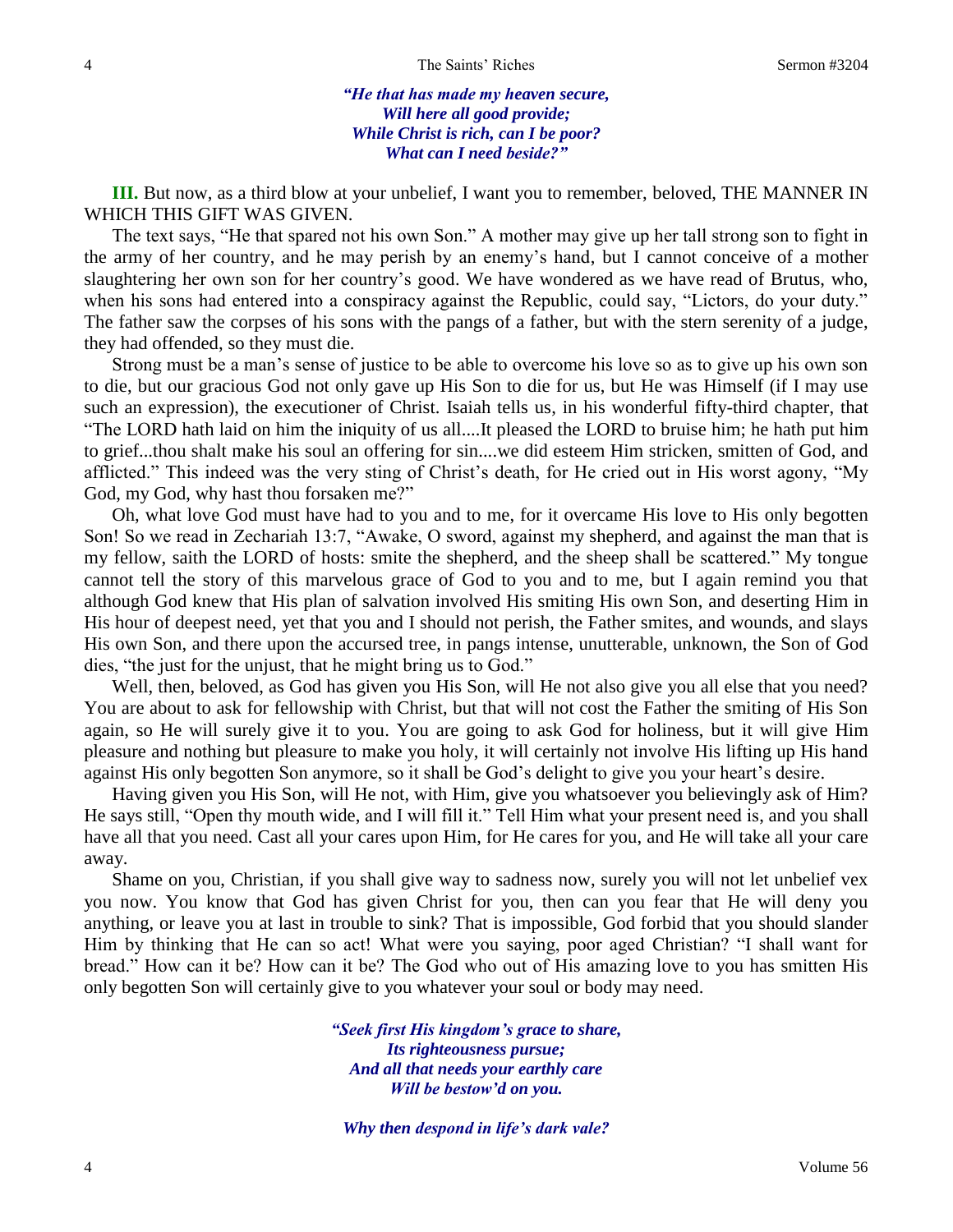*"He that has made my heaven secure,*
*Will here all good provide;*
*While Christ is rich, can I be poor?*
*What can I need beside?"*

**III.** But now, as a third blow at your unbelief, I want you to remember, beloved, THE MANNER IN WHICH THIS GIFT WAS GIVEN.

The text says, "He that spared not his own Son." A mother may give up her tall strong son to fight in the army of her country, and he may perish by an enemy's hand, but I cannot conceive of a mother slaughtering her own son for her country's good. We have wondered as we have read of Brutus, who, when his sons had entered into a conspiracy against the Republic, could say, "Lictors, do your duty." The father saw the corpses of his sons with the pangs of a father, but with the stern serenity of a judge, they had offended, so they must die.

Strong must be a man's sense of justice to be able to overcome his love so as to give up his own son to die, but our gracious God not only gave up His Son to die for us, but He was Himself (if I may use such an expression), the executioner of Christ. Isaiah tells us, in his wonderful fifty-third chapter, that "The LORD hath laid on him the iniquity of us all....It pleased the LORD to bruise him; he hath put him to grief...thou shalt make his soul an offering for sin....we did esteem Him stricken, smitten of God, and afflicted." This indeed was the very sting of Christ's death, for He cried out in His worst agony, "My God, my God, why hast thou forsaken me?"

Oh, what love God must have had to you and to me, for it overcame His love to His only begotten Son! So we read in Zechariah 13:7, "Awake, O sword, against my shepherd, and against the man that is my fellow, saith the LORD of hosts: smite the shepherd, and the sheep shall be scattered." My tongue cannot tell the story of this marvelous grace of God to you and to me, but I again remind you that although God knew that His plan of salvation involved His smiting His own Son, and deserting Him in His hour of deepest need, yet that you and I should not perish, the Father smites, and wounds, and slays His own Son, and there upon the accursed tree, in pangs intense, unutterable, unknown, the Son of God dies, "the just for the unjust, that he might bring us to God."

Well, then, beloved, as God has given you His Son, will He not also give you all else that you need? You are about to ask for fellowship with Christ, but that will not cost the Father the smiting of His Son again, so He will surely give it to you. You are going to ask God for holiness, but it will give Him pleasure and nothing but pleasure to make you holy, it will certainly not involve His lifting up His hand against His only begotten Son anymore, so it shall be God's delight to give you your heart's desire.

Having given you His Son, will He not, with Him, give you whatsoever you believingly ask of Him? He says still, "Open thy mouth wide, and I will fill it." Tell Him what your present need is, and you shall have all that you need. Cast all your cares upon Him, for He cares for you, and He will take all your care away.

Shame on you, Christian, if you shall give way to sadness now, surely you will not let unbelief vex you now. You know that God has given Christ for you, then can you fear that He will deny you anything, or leave you at last in trouble to sink? That is impossible, God forbid that you should slander Him by thinking that He can so act! What were you saying, poor aged Christian? "I shall want for bread." How can it be? How can it be? The God who out of His amazing love to you has smitten His only begotten Son will certainly give to you whatever your soul or body may need.

*"Seek first His kingdom's grace to share,*
*Its righteousness pursue;*
*And all that needs your earthly care*
*Will be bestow'd on you.*

*Why then despond in life's dark vale?*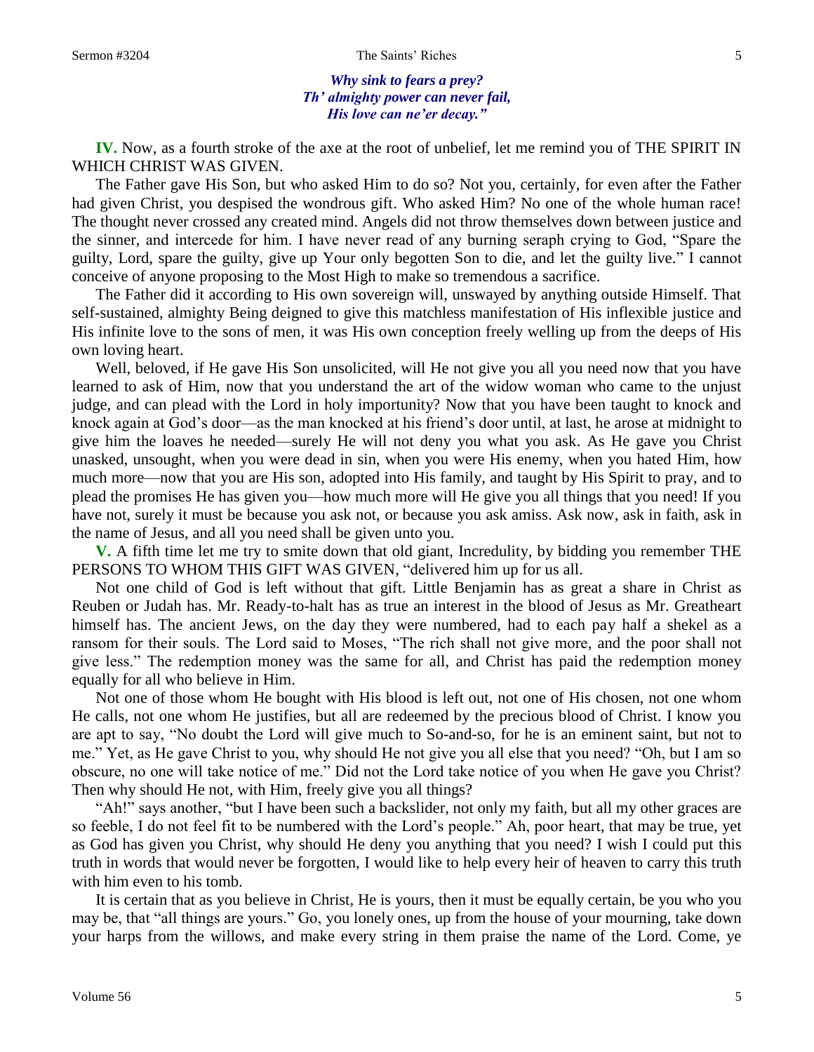*Why sink to fears a prey?*
*Th' almighty power can never fail,*
*His love can ne'er decay."*

**IV.** Now, as a fourth stroke of the axe at the root of unbelief, let me remind you of THE SPIRIT IN WHICH CHRIST WAS GIVEN.

The Father gave His Son, but who asked Him to do so? Not you, certainly, for even after the Father had given Christ, you despised the wondrous gift. Who asked Him? No one of the whole human race! The thought never crossed any created mind. Angels did not throw themselves down between justice and the sinner, and intercede for him. I have never read of any burning seraph crying to God, "Spare the guilty, Lord, spare the guilty, give up Your only begotten Son to die, and let the guilty live." I cannot conceive of anyone proposing to the Most High to make so tremendous a sacrifice.

The Father did it according to His own sovereign will, unswayed by anything outside Himself. That self-sustained, almighty Being deigned to give this matchless manifestation of His inflexible justice and His infinite love to the sons of men, it was His own conception freely welling up from the deeps of His own loving heart.

Well, beloved, if He gave His Son unsolicited, will He not give you all you need now that you have learned to ask of Him, now that you understand the art of the widow woman who came to the unjust judge, and can plead with the Lord in holy importunity? Now that you have been taught to knock and knock again at God's door—as the man knocked at his friend's door until, at last, he arose at midnight to give him the loaves he needed—surely He will not deny you what you ask. As He gave you Christ unasked, unsought, when you were dead in sin, when you were His enemy, when you hated Him, how much more—now that you are His son, adopted into His family, and taught by His Spirit to pray, and to plead the promises He has given you—how much more will He give you all things that you need! If you have not, surely it must be because you ask not, or because you ask amiss. Ask now, ask in faith, ask in the name of Jesus, and all you need shall be given unto you.

**V.** A fifth time let me try to smite down that old giant, Incredulity, by bidding you remember THE PERSONS TO WHOM THIS GIFT WAS GIVEN, "delivered him up for us all.

Not one child of God is left without that gift. Little Benjamin has as great a share in Christ as Reuben or Judah has. Mr. Ready-to-halt has as true an interest in the blood of Jesus as Mr. Greatheart himself has. The ancient Jews, on the day they were numbered, had to each pay half a shekel as a ransom for their souls. The Lord said to Moses, "The rich shall not give more, and the poor shall not give less." The redemption money was the same for all, and Christ has paid the redemption money equally for all who believe in Him.

Not one of those whom He bought with His blood is left out, not one of His chosen, not one whom He calls, not one whom He justifies, but all are redeemed by the precious blood of Christ. I know you are apt to say, "No doubt the Lord will give much to So-and-so, for he is an eminent saint, but not to me." Yet, as He gave Christ to you, why should He not give you all else that you need? "Oh, but I am so obscure, no one will take notice of me." Did not the Lord take notice of you when He gave you Christ? Then why should He not, with Him, freely give you all things?

"Ah!" says another, "but I have been such a backslider, not only my faith, but all my other graces are so feeble, I do not feel fit to be numbered with the Lord's people." Ah, poor heart, that may be true, yet as God has given you Christ, why should He deny you anything that you need? I wish I could put this truth in words that would never be forgotten, I would like to help every heir of heaven to carry this truth with him even to his tomb.

It is certain that as you believe in Christ, He is yours, then it must be equally certain, be you who you may be, that "all things are yours." Go, you lonely ones, up from the house of your mourning, take down your harps from the willows, and make every string in them praise the name of the Lord. Come, ye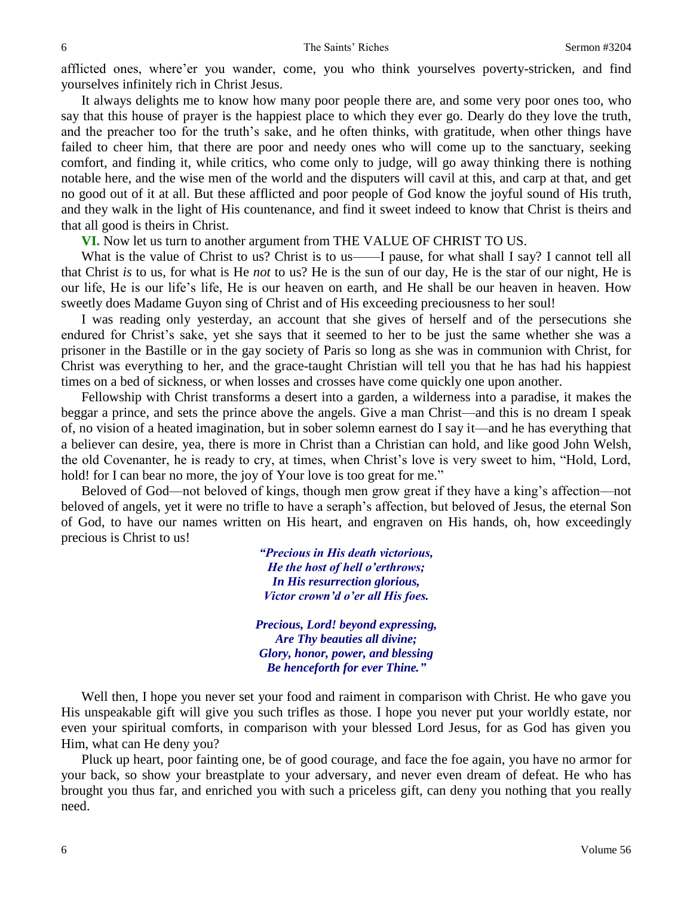afflicted ones, where'er you wander, come, you who think yourselves poverty-stricken, and find yourselves infinitely rich in Christ Jesus.

It always delights me to know how many poor people there are, and some very poor ones too, who say that this house of prayer is the happiest place to which they ever go. Dearly do they love the truth, and the preacher too for the truth's sake, and he often thinks, with gratitude, when other things have failed to cheer him, that there are poor and needy ones who will come up to the sanctuary, seeking comfort, and finding it, while critics, who come only to judge, will go away thinking there is nothing notable here, and the wise men of the world and the disputers will cavil at this, and carp at that, and get no good out of it at all. But these afflicted and poor people of God know the joyful sound of His truth, and they walk in the light of His countenance, and find it sweet indeed to know that Christ is theirs and that all good is theirs in Christ.

**VI.** Now let us turn to another argument from THE VALUE OF CHRIST TO US.

What is the value of Christ to us? Christ is to us——I pause, for what shall I say? I cannot tell all that Christ *is* to us, for what is He *not* to us? He is the sun of our day, He is the star of our night, He is our life, He is our life's life, He is our heaven on earth, and He shall be our heaven in heaven. How sweetly does Madame Guyon sing of Christ and of His exceeding preciousness to her soul!

I was reading only yesterday, an account that she gives of herself and of the persecutions she endured for Christ's sake, yet she says that it seemed to her to be just the same whether she was a prisoner in the Bastille or in the gay society of Paris so long as she was in communion with Christ, for Christ was everything to her, and the grace-taught Christian will tell you that he has had his happiest times on a bed of sickness, or when losses and crosses have come quickly one upon another.

Fellowship with Christ transforms a desert into a garden, a wilderness into a paradise, it makes the beggar a prince, and sets the prince above the angels. Give a man Christ—and this is no dream I speak of, no vision of a heated imagination, but in sober solemn earnest do I say it—and he has everything that a believer can desire, yea, there is more in Christ than a Christian can hold, and like good John Welsh, the old Covenanter, he is ready to cry, at times, when Christ's love is very sweet to him, "Hold, Lord, hold! for I can bear no more, the joy of Your love is too great for me."

Beloved of God—not beloved of kings, though men grow great if they have a king's affection—not beloved of angels, yet it were no trifle to have a seraph's affection, but beloved of Jesus, the eternal Son of God, to have our names written on His heart, and engraven on His hands, oh, how exceedingly precious is Christ to us!

*"Precious in His death victorious,*
*He the host of hell o'erthrows;*
*In His resurrection glorious,*
*Victor crown'd o'er all His foes.*

*Precious, Lord! beyond expressing,*
*Are Thy beauties all divine;*
*Glory, honor, power, and blessing*
*Be henceforth for ever Thine."*

Well then, I hope you never set your food and raiment in comparison with Christ. He who gave you His unspeakable gift will give you such trifles as those. I hope you never put your worldly estate, nor even your spiritual comforts, in comparison with your blessed Lord Jesus, for as God has given you Him, what can He deny you?

Pluck up heart, poor fainting one, be of good courage, and face the foe again, you have no armor for your back, so show your breastplate to your adversary, and never even dream of defeat. He who has brought you thus far, and enriched you with such a priceless gift, can deny you nothing that you really need.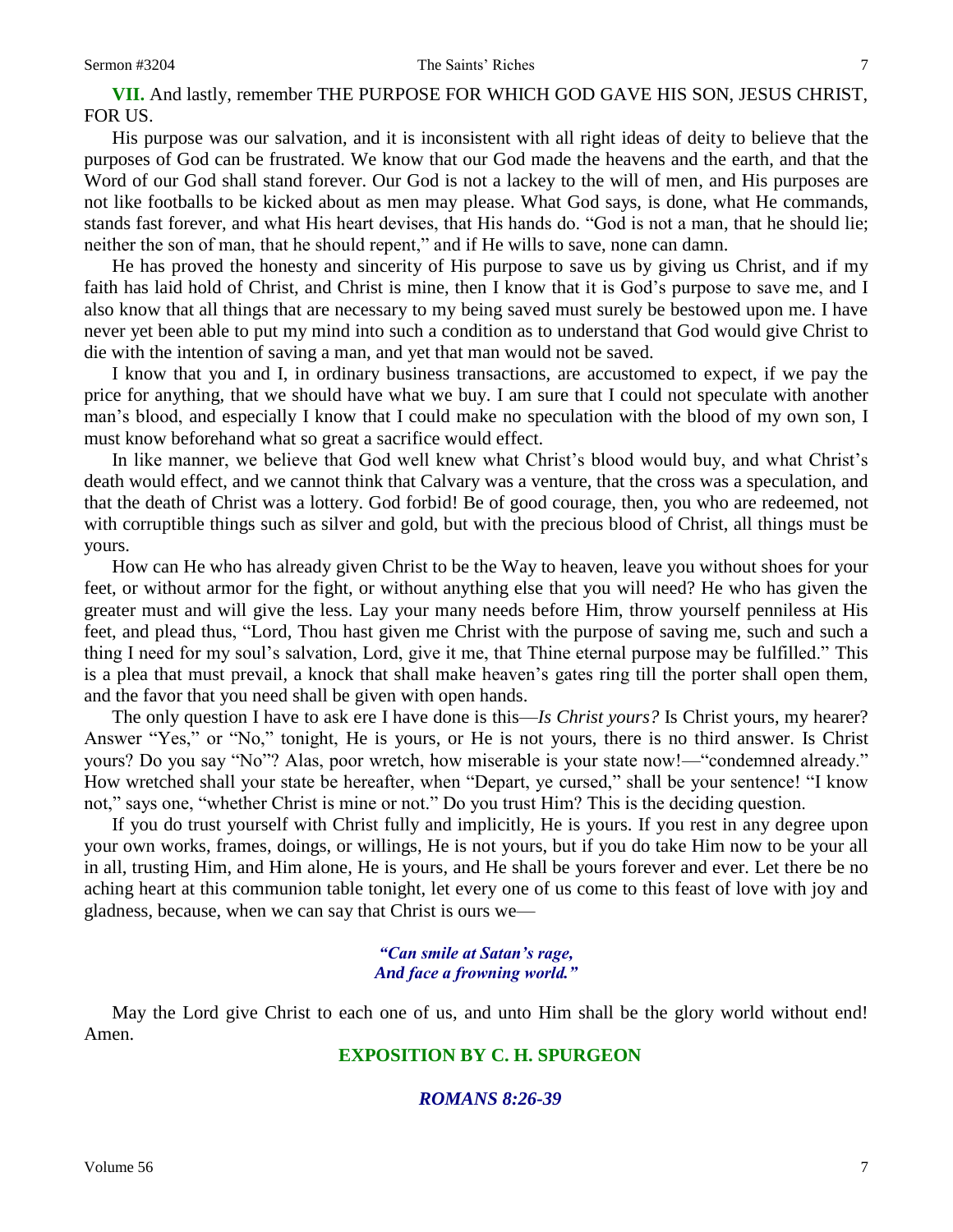**VII.** And lastly, remember THE PURPOSE FOR WHICH GOD GAVE HIS SON, JESUS CHRIST, FOR US.

His purpose was our salvation, and it is inconsistent with all right ideas of deity to believe that the purposes of God can be frustrated. We know that our God made the heavens and the earth, and that the Word of our God shall stand forever. Our God is not a lackey to the will of men, and His purposes are not like footballs to be kicked about as men may please. What God says, is done, what He commands, stands fast forever, and what His heart devises, that His hands do. "God is not a man, that he should lie; neither the son of man, that he should repent," and if He wills to save, none can damn.

He has proved the honesty and sincerity of His purpose to save us by giving us Christ, and if my faith has laid hold of Christ, and Christ is mine, then I know that it is God's purpose to save me, and I also know that all things that are necessary to my being saved must surely be bestowed upon me. I have never yet been able to put my mind into such a condition as to understand that God would give Christ to die with the intention of saving a man, and yet that man would not be saved.

I know that you and I, in ordinary business transactions, are accustomed to expect, if we pay the price for anything, that we should have what we buy. I am sure that I could not speculate with another man's blood, and especially I know that I could make no speculation with the blood of my own son, I must know beforehand what so great a sacrifice would effect.

In like manner, we believe that God well knew what Christ's blood would buy, and what Christ's death would effect, and we cannot think that Calvary was a venture, that the cross was a speculation, and that the death of Christ was a lottery. God forbid! Be of good courage, then, you who are redeemed, not with corruptible things such as silver and gold, but with the precious blood of Christ, all things must be yours.

How can He who has already given Christ to be the Way to heaven, leave you without shoes for your feet, or without armor for the fight, or without anything else that you will need? He who has given the greater must and will give the less. Lay your many needs before Him, throw yourself penniless at His feet, and plead thus, "Lord, Thou hast given me Christ with the purpose of saving me, such and such a thing I need for my soul's salvation, Lord, give it me, that Thine eternal purpose may be fulfilled." This is a plea that must prevail, a knock that shall make heaven's gates ring till the porter shall open them, and the favor that you need shall be given with open hands.

The only question I have to ask ere I have done is this—*Is Christ yours?* Is Christ yours, my hearer? Answer "Yes," or "No," tonight, He is yours, or He is not yours, there is no third answer. Is Christ yours? Do you say "No"? Alas, poor wretch, how miserable is your state now!—"condemned already." How wretched shall your state be hereafter, when "Depart, ye cursed," shall be your sentence! "I know not," says one, "whether Christ is mine or not." Do you trust Him? This is the deciding question.

If you do trust yourself with Christ fully and implicitly, He is yours. If you rest in any degree upon your own works, frames, doings, or willings, He is not yours, but if you do take Him now to be your all in all, trusting Him, and Him alone, He is yours, and He shall be yours forever and ever. Let there be no aching heart at this communion table tonight, let every one of us come to this feast of love with joy and gladness, because, when we can say that Christ is ours we—

*"Can smile at Satan's rage,*
*And face a frowning world."*

May the Lord give Christ to each one of us, and unto Him shall be the glory world without end! Amen.

## EXPOSITION BY C. H. SPURGEON

### *ROMANS 8:26-39*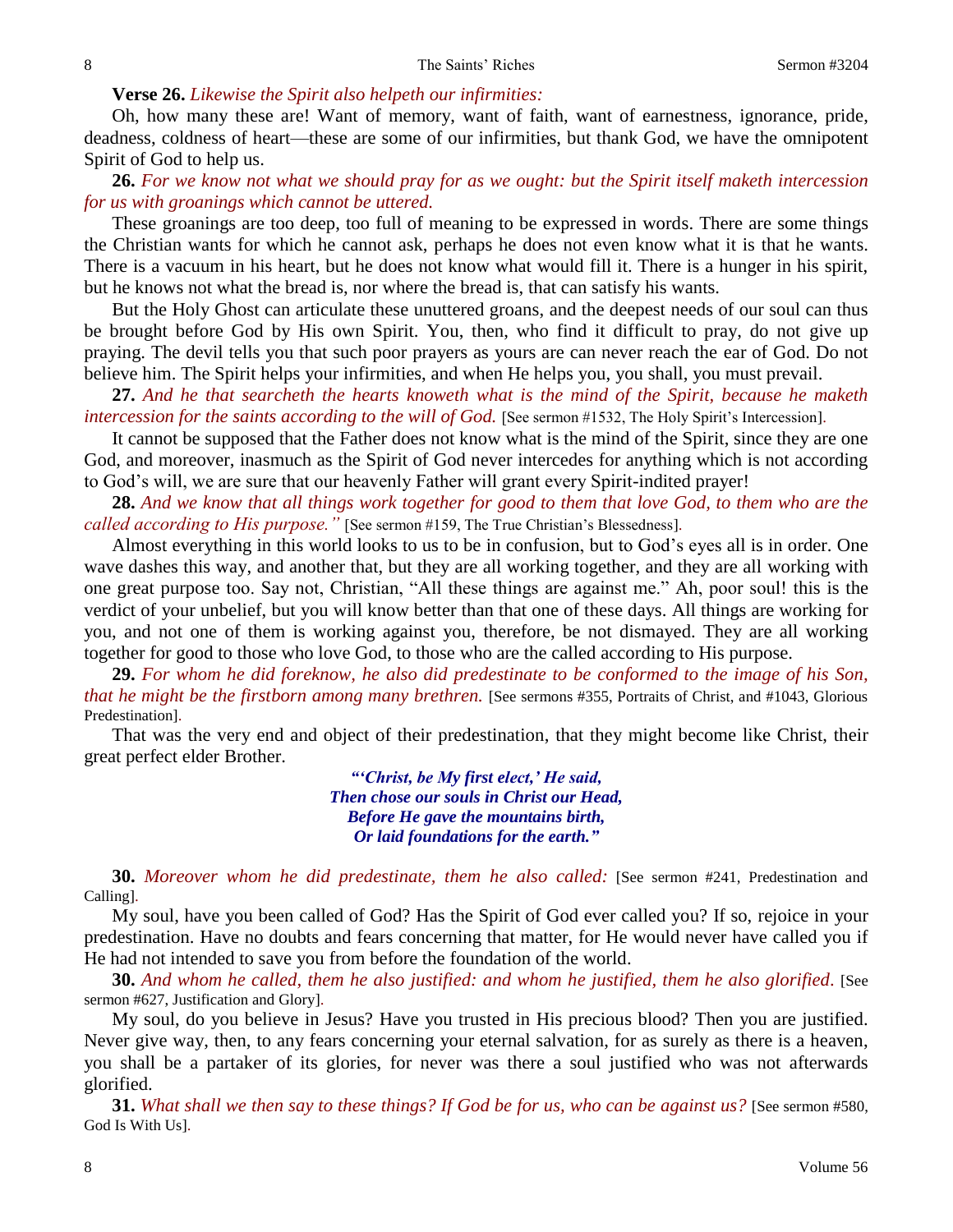**Verse 26.** *Likewise the Spirit also helpeth our infirmities:*

Oh, how many these are! Want of memory, want of faith, want of earnestness, ignorance, pride, deadness, coldness of heart—these are some of our infirmities, but thank God, we have the omnipotent Spirit of God to help us.

**26.** *For we know not what we should pray for as we ought: but the Spirit itself maketh intercession for us with groanings which cannot be uttered.*

These groanings are too deep, too full of meaning to be expressed in words. There are some things the Christian wants for which he cannot ask, perhaps he does not even know what it is that he wants. There is a vacuum in his heart, but he does not know what would fill it. There is a hunger in his spirit, but he knows not what the bread is, nor where the bread is, that can satisfy his wants.

But the Holy Ghost can articulate these unuttered groans, and the deepest needs of our soul can thus be brought before God by His own Spirit. You, then, who find it difficult to pray, do not give up praying. The devil tells you that such poor prayers as yours are can never reach the ear of God. Do not believe him. The Spirit helps your infirmities, and when He helps you, you shall, you must prevail.

**27.** *And he that searcheth the hearts knoweth what is the mind of the Spirit, because he maketh intercession for the saints according to the will of God.* [See sermon #1532, The Holy Spirit's Intercession].

It cannot be supposed that the Father does not know what is the mind of the Spirit, since they are one God, and moreover, inasmuch as the Spirit of God never intercedes for anything which is not according to God's will, we are sure that our heavenly Father will grant every Spirit-indited prayer!

**28.** *And we know that all things work together for good to them that love God, to them who are the called according to His purpose."* [See sermon #159, The True Christian's Blessedness].

Almost everything in this world looks to us to be in confusion, but to God's eyes all is in order. One wave dashes this way, and another that, but they are all working together, and they are all working with one great purpose too. Say not, Christian, "All these things are against me." Ah, poor soul! this is the verdict of your unbelief, but you will know better than that one of these days. All things are working for you, and not one of them is working against you, therefore, be not dismayed. They are all working together for good to those who love God, to those who are the called according to His purpose.

**29.** *For whom he did foreknow, he also did predestinate to be conformed to the image of his Son, that he might be the firstborn among many brethren.* [See sermons #355, Portraits of Christ, and #1043, Glorious Predestination].

That was the very end and object of their predestination, that they might become like Christ, their great perfect elder Brother.

> ***"'Christ, be My first elect,' He said,***
> ***Then chose our souls in Christ our Head,***
> ***Before He gave the mountains birth,***
> ***Or laid foundations for the earth."***

**30.** *Moreover whom he did predestinate, them he also called:* [See sermon #241, Predestination and Calling].

My soul, have you been called of God? Has the Spirit of God ever called you? If so, rejoice in your predestination. Have no doubts and fears concerning that matter, for He would never have called you if He had not intended to save you from before the foundation of the world.

**30.** *And whom he called, them he also justified: and whom he justified, them he also glorified.* [See sermon #627, Justification and Glory].

My soul, do you believe in Jesus? Have you trusted in His precious blood? Then you are justified. Never give way, then, to any fears concerning your eternal salvation, for as surely as there is a heaven, you shall be a partaker of its glories, for never was there a soul justified who was not afterwards glorified.

**31.** *What shall we then say to these things? If God be for us, who can be against us?* [See sermon #580, God Is With Us].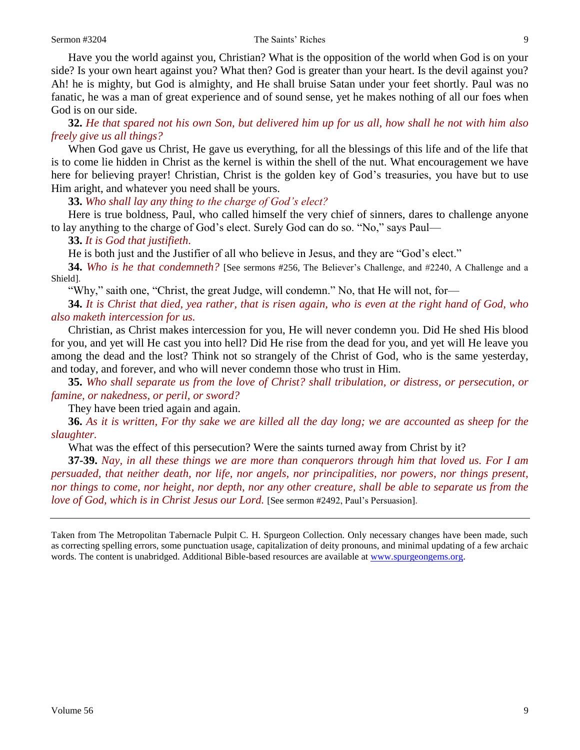Have you the world against you, Christian? What is the opposition of the world when God is on your side? Is your own heart against you? What then? God is greater than your heart. Is the devil against you? Ah! he is mighty, but God is almighty, and He shall bruise Satan under your feet shortly. Paul was no fanatic, he was a man of great experience and of sound sense, yet he makes nothing of all our foes when God is on our side.

**32.** *He that spared not his own Son, but delivered him up for us all, how shall he not with him also freely give us all things?*

When God gave us Christ, He gave us everything, for all the blessings of this life and of the life that is to come lie hidden in Christ as the kernel is within the shell of the nut. What encouragement we have here for believing prayer! Christian, Christ is the golden key of God's treasuries, you have but to use Him aright, and whatever you need shall be yours.

**33.** *Who shall lay any thing to the charge of God's elect?*

Here is true boldness, Paul, who called himself the very chief of sinners, dares to challenge anyone to lay anything to the charge of God's elect. Surely God can do so. "No," says Paul—

**33.** *It is God that justifieth.*

He is both just and the Justifier of all who believe in Jesus, and they are "God's elect."

**34.** *Who is he that condemneth?* [See sermons #256, The Believer's Challenge, and #2240, A Challenge and a Shield].

"Why," saith one, "Christ, the great Judge, will condemn." No, that He will not, for—

**34.** *It is Christ that died, yea rather, that is risen again, who is even at the right hand of God, who also maketh intercession for us.*

Christian, as Christ makes intercession for you, He will never condemn you. Did He shed His blood for you, and yet will He cast you into hell? Did He rise from the dead for you, and yet will He leave you among the dead and the lost? Think not so strangely of the Christ of God, who is the same yesterday, and today, and forever, and who will never condemn those who trust in Him.

**35.** *Who shall separate us from the love of Christ? shall tribulation, or distress, or persecution, or famine, or nakedness, or peril, or sword?*

They have been tried again and again.

**36.** *As it is written, For thy sake we are killed all the day long; we are accounted as sheep for the slaughter.*

What was the effect of this persecution? Were the saints turned away from Christ by it?

**37-39.** *Nay, in all these things we are more than conquerors through him that loved us. For I am persuaded, that neither death, nor life, nor angels, nor principalities, nor powers, nor things present, nor things to come, nor height, nor depth, nor any other creature, shall be able to separate us from the love of God, which is in Christ Jesus our Lord.* [See sermon #2492, Paul's Persuasion].

---

Taken from The Metropolitan Tabernacle Pulpit C. H. Spurgeon Collection. Only necessary changes have been made, such as correcting spelling errors, some punctuation usage, capitalization of deity pronouns, and minimal updating of a few archaic words. The content is unabridged. Additional Bible-based resources are available at www.spurgeongems.org.